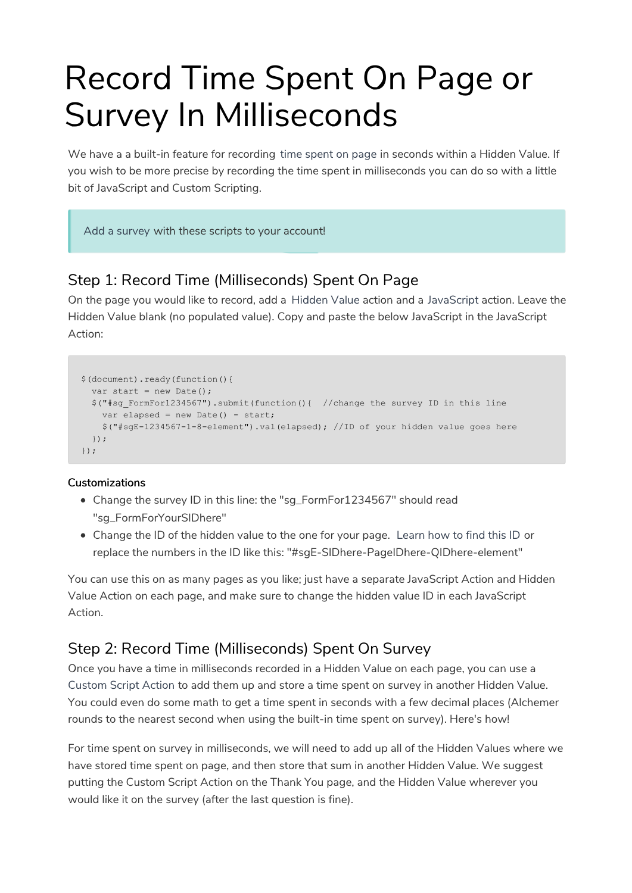# Record Time Spent On Page or Survey In Milliseconds

We have a a built-in feature for recording time spent on page in seconds within a Hidden Value. If you wish to be more precise by recording the time spent in milliseconds you can do so with a little bit of JavaScript and Custom Scripting.

> Add a survey with these scripts to your account!

## Step 1: Record Time (Milliseconds) Spent On Page

On the page you would like to record, add a Hidden Value action and a JavaScript action. Leave the Hidden Value blank (no populated value). Copy and paste the below JavaScript in the JavaScript Action:

```
$(document).ready(function(){
  var start = new Date();
  $("#sg_FormFor1234567").submit(function(){  //change the survey ID in this line
    var elapsed = new Date() - start;
    $("#sgE-1234567-1-8-element").val(elapsed); //ID of your hidden value goes here
  });
});
```

**Customizations**

- Change the survey ID in this line: the "sg_FormFor1234567" should read "sg_FormForYourSIDhere"
- Change the ID of the hidden value to the one for your page. Learn how to find this ID or replace the numbers in the ID like this: "#sgE-SIDhere-PageIDhere-QIDhere-element"

You can use this on as many pages as you like; just have a separate JavaScript Action and Hidden Value Action on each page, and make sure to change the hidden value ID in each JavaScript Action.

## Step 2: Record Time (Milliseconds) Spent On Survey

Once you have a time in milliseconds recorded in a Hidden Value on each page, you can use a Custom Script Action to add them up and store a time spent on survey in another Hidden Value. You could even do some math to get a time spent in seconds with a few decimal places (Alchemer rounds to the nearest second when using the built-in time spent on survey). Here's how!

For time spent on survey in milliseconds, we will need to add up all of the Hidden Values where we have stored time spent on page, and then store that sum in another Hidden Value. We suggest putting the Custom Script Action on the Thank You page, and the Hidden Value wherever you would like it on the survey (after the last question is fine).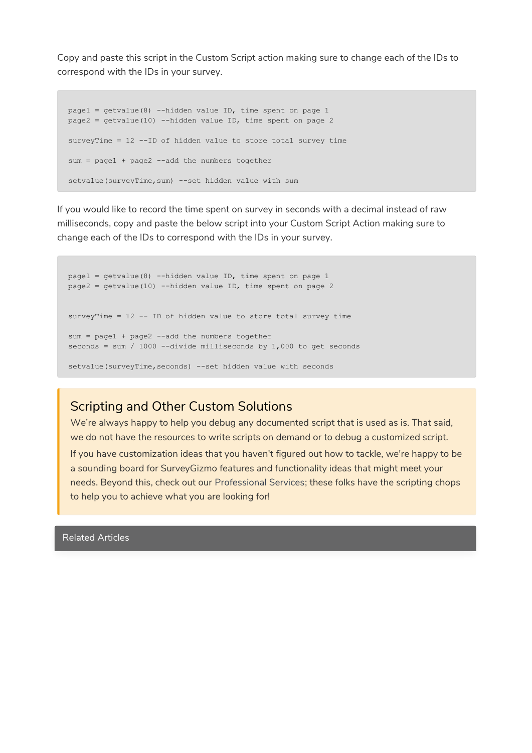Copy and paste this script in the Custom Script action making sure to change each of the IDs to correspond with the IDs in your survey.

```
page1 = getvalue(8) --hidden value ID, time spent on page 1
page2 = getvalue(10) --hidden value ID, time spent on page 2

surveyTime = 12 --ID of hidden value to store total survey time

sum = page1 + page2 --add the numbers together

setvalue(surveyTime,sum) --set hidden value with sum
```

If you would like to record the time spent on survey in seconds with a decimal instead of raw milliseconds, copy and paste the below script into your Custom Script Action making sure to change each of the IDs to correspond with the IDs in your survey.

```
page1 = getvalue(8) --hidden value ID, time spent on page 1
page2 = getvalue(10) --hidden value ID, time spent on page 2


surveyTime = 12 -- ID of hidden value to store total survey time

sum = page1 + page2 --add the numbers together
seconds = sum / 1000 --divide milliseconds by 1,000 to get seconds

setvalue(surveyTime,seconds) --set hidden value with seconds
```

### Scripting and Other Custom Solutions

We're always happy to help you debug any documented script that is used as is. That said, we do not have the resources to write scripts on demand or to debug a customized script.

If you have customization ideas that you haven't figured out how to tackle, we're happy to be a sounding board for SurveyGizmo features and functionality ideas that might meet your needs. Beyond this, check out our Professional Services; these folks have the scripting chops to help you to achieve what you are looking for!

Related Articles